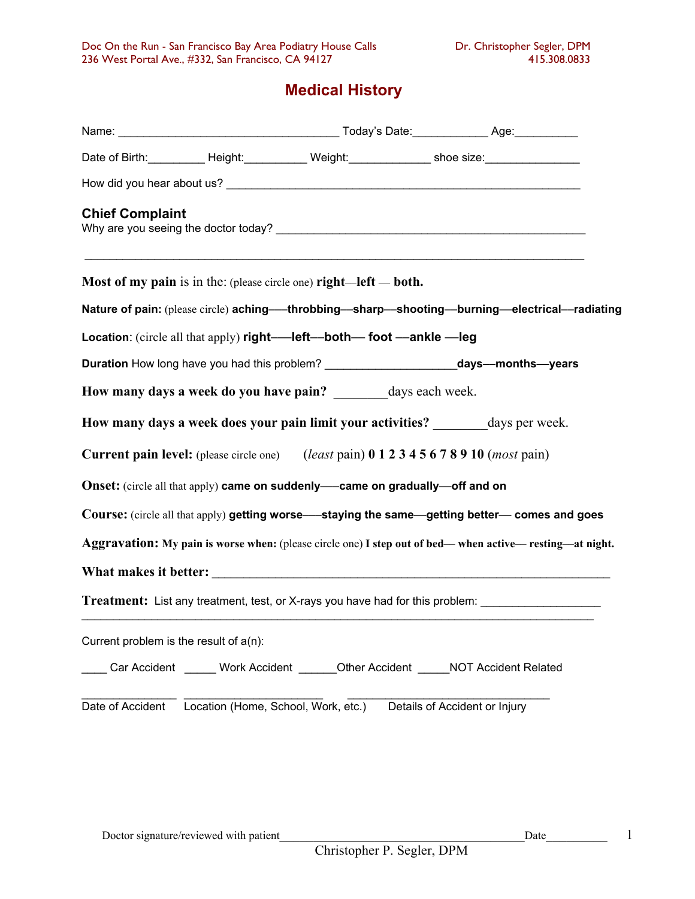Doc On the Run - San Francisco Bay Area Podiatry House Calls — Dr. Christopher Segler, DPM
236 West Portal Ave., #332, San Francisco, CA 94127 — 415.308.0833

# Medical History

Name: ___________________________________ Today's Date:____________ Age:__________

Date of Birth:_________ Height:__________ Weight:_____________ shoe size:_______________

How did you hear about us? _________________________________________________________

## Chief Complaint

Why are you seeing the doctor today? _______________________________________________

_____________________________________________________________________________

**Most of my pain** is in the: (please circle one) **right**—**left** — **both.**

**Nature of pain:** (please circle) **aching**—–**throbbing**—**sharp**—**shooting**—**burning**—**electrical**—**radiating**

**Location**: (circle all that apply) **right**——**left**—**both**— **foot** —**ankle** —**leg**

**Duration** How long have you had this problem? ____________________**days**—**months**—**years**

**How many days a week do you have pain?** ________days each week.

**How many days a week does your pain limit your activities?** ________days per week.

**Current pain level:** (please circle one) (*least* pain) **0 1 2 3 4 5 6 7 8 9 10** (*most* pain)

**Onset:** (circle all that apply) **came on suddenly**—–**came on gradually**—**off and on**

**Course:** (circle all that apply) **getting worse**—–**staying the same**—**getting better**— **comes and goes**

**Aggravation: My pain is worse when:** (please circle one) **I step out of bed**— **when active**— **resting**—**at night.**

**What makes it better:** _______________________________________________________________

**Treatment:** List any treatment, test, or X-rays you have had for this problem: __________________

_____________________________________________________________________________

Current problem is the result of a(n):

____ Car Accident _____ Work Accident ______Other Accident _____NOT Accident Related

_______________ ______________________ _______________________________

Date of Accident — Location (Home, School, Work, etc.) — Details of Accident or Injury

Doctor signature/reviewed with patient_______________________________________Date__________

Christopher P. Segler, DPM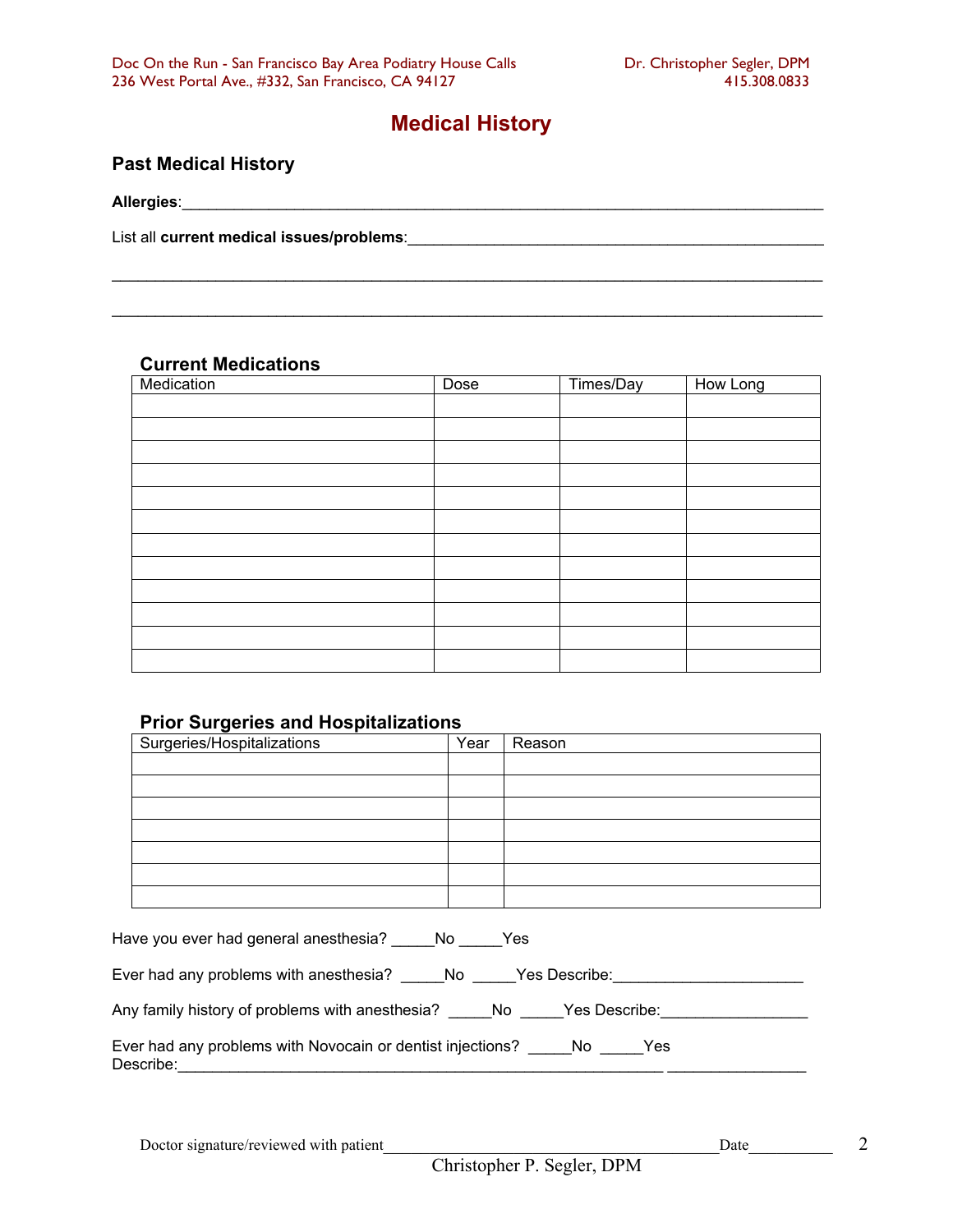# Medical History

## Past Medical History

**Allergies**:______________________________________________________________________________

List all **current medical issues/problems**:_________________________________________________

______________________________________________________________________________________

______________________________________________________________________________________

### Current Medications

| Medication | Dose | Times/Day | How Long |
|---|---|---|---|
| | | | |
| | | | |
| | | | |
| | | | |
| | | | |
| | | | |
| | | | |
| | | | |
| | | | |
| | | | |
| | | | |
| | | | |

### Prior Surgeries and Hospitalizations

| Surgeries/Hospitalizations | Year | Reason |
|---|---|---|
| | | |
| | | |
| | | |
| | | |
| | | |
| | | |
| | | |

Have you ever had general anesthesia? _____No _____Yes

Ever had any problems with anesthesia? _____No _____Yes Describe:______________________

Any family history of problems with anesthesia? _____No _____Yes Describe:________________

Ever had any problems with Novocain or dentist injections? _____No _____Yes
Describe:___________________________________________________________ ________________

Doctor signature/reviewed with patient__________________________________________Date__________

Christopher P. Segler, DPM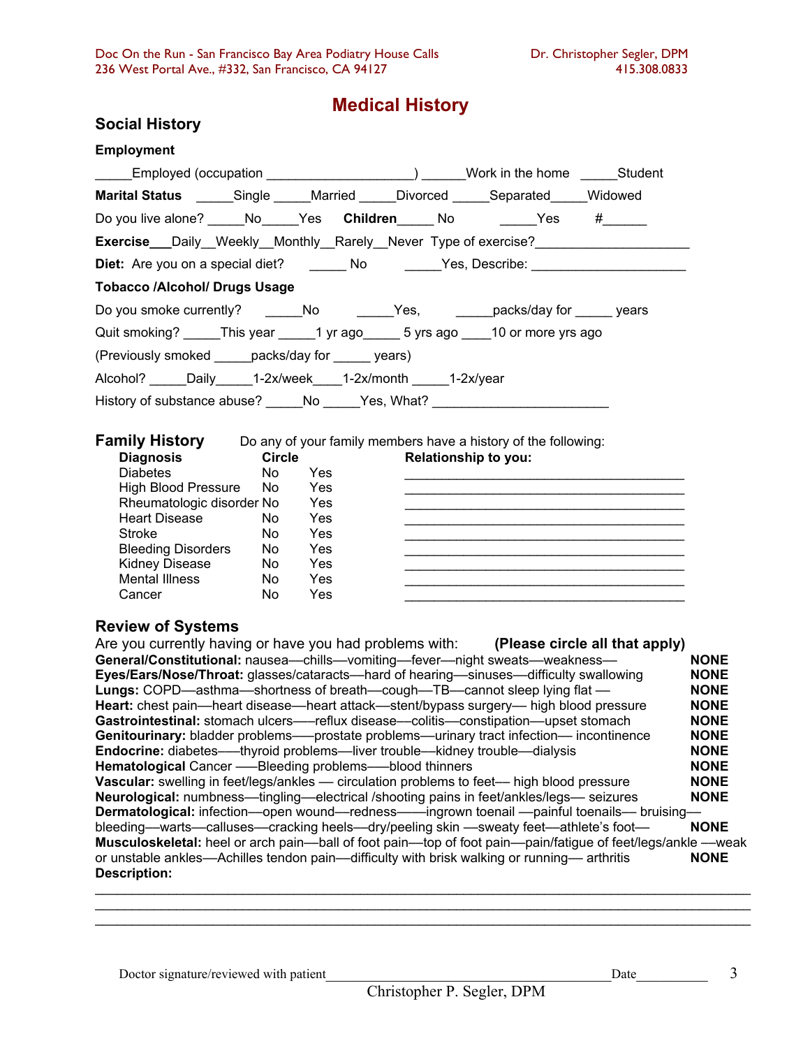Doc On the Run - San Francisco Bay Area Podiatry House Calls
236 West Portal Ave., #332, San Francisco, CA 94127

Dr. Christopher Segler, DPM
415.308.0833

# Medical History

## Social History

**Employment**

_____Employed (occupation ____________________) ______Work in the home _____Student

**Marital Status** _____Single _____Married _____Divorced _____Separated_____Widowed

Do you live alone? _____No_____Yes **Children**_____ No _____Yes #______

**Exercise**___Daily__Weekly__Monthly__Rarely__Never Type of exercise?_____________________

**Diet:** Are you on a special diet? _____ No _____Yes, Describe: _____________________

**Tobacco /Alcohol/ Drugs Usage**

Do you smoke currently? _____No _____Yes, _____packs/day for _____ years

Quit smoking? _____This year _____1 yr ago_____ 5 yrs ago ____10 or more yrs ago

(Previously smoked _____packs/day for _____ years)

Alcohol? _____Daily_____1-2x/week____1-2x/month _____1-2x/year

History of substance abuse? _____No _____Yes, What? _______________________

## Family History

Do any of your family members have a history of the following:

| Diagnosis | Circle | | Relationship to you: |
|---|---|---|---|
| Diabetes | No | Yes | ________________________________________ |
| High Blood Pressure | No | Yes | ________________________________________ |
| Rheumatologic disorder | No | Yes | ________________________________________ |
| Heart Disease | No | Yes | ________________________________________ |
| Stroke | No | Yes | ________________________________________ |
| Bleeding Disorders | No | Yes | ________________________________________ |
| Kidney Disease | No | Yes | ________________________________________ |
| Mental Illness | No | Yes | ________________________________________ |
| Cancer | No | Yes | ________________________________________ |

## Review of Systems

Are you currently having or have you had problems with: **(Please circle all that apply)**

**General/Constitutional:** nausea—chills—vomiting—fever—night sweats—weakness— **NONE**

**Eyes/Ears/Nose/Throat:** glasses/cataracts—hard of hearing—sinuses—difficulty swallowing **NONE**

**Lungs:** COPD—asthma—shortness of breath—cough—TB—cannot sleep lying flat — **NONE**

**Heart:** chest pain—heart disease—heart attack—stent/bypass surgery— high blood pressure **NONE**

**Gastrointestinal:** stomach ulcers—reflux disease—colitis—constipation—upset stomach **NONE**

**Genitourinary:** bladder problems—prostate problems—urinary tract infection— incontinence **NONE**

**Endocrine:** diabetes—thyroid problems—liver trouble—kidney trouble—dialysis **NONE**

**Hematological** Cancer —Bleeding problems—blood thinners **NONE**

**Vascular:** swelling in feet/legs/ankles — circulation problems to feet— high blood pressure **NONE**

**Neurological:** numbness—tingling—electrical /shooting pains in feet/ankles/legs— seizures **NONE**

**Dermatological:** infection—open wound—redness—ingrown toenail —painful toenails— bruising—bleeding—warts—calluses—cracking heels—dry/peeling skin —sweaty feet—athlete's foot— **NONE**

**Musculoskeletal:** heel or arch pain—ball of foot pain—top of foot pain—pain/fatigue of feet/legs/ankle —weak or unstable ankles—Achilles tendon pain—difficulty with brisk walking or running— arthritis **NONE**

**Description:**

______________________________________________________________________________________

______________________________________________________________________________________

______________________________________________________________________________________

Doctor signature/reviewed with patient______________________________________Date__________

Christopher P. Segler, DPM